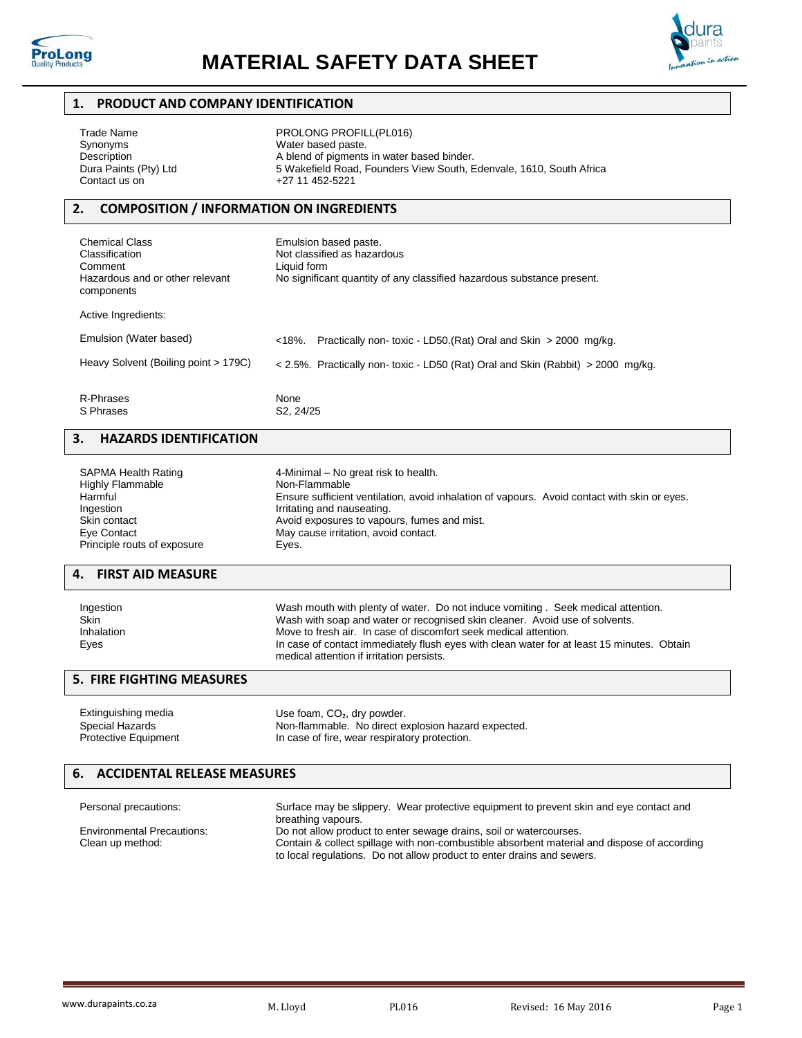# MATERIAL SAFETY DATA SHEET

## 1. PRODUCT AND COMPANY IDENTIFICATION

| | |
|---|---|
| Trade Name | PROLONG PROFILL(PL016) |
| Synonyms | Water based paste. |
| Description | A blend of pigments in water based binder. |
| Dura Paints (Pty) Ltd | 5 Wakefield Road, Founders View South, Edenvale, 1610, South Africa |
| Contact us on | +27 11 452-5221 |

## 2. COMPOSITION / INFORMATION ON INGREDIENTS

| | |
|---|---|
| Chemical Class | Emulsion based paste. |
| Classification | Not classified as hazardous |
| Comment | Liquid form |
| Hazardous and or other relevant components | No significant quantity of any classified hazardous substance present. |

Active Ingredients:

| | |
|---|---|
| Emulsion (Water based) | <18%. Practically non- toxic - LD50.(Rat) Oral and Skin > 2000 mg/kg. |
| Heavy Solvent (Boiling point > 179C) | < 2.5%. Practically non- toxic - LD50 (Rat) Oral and Skin (Rabbit) > 2000 mg/kg. |

| | |
|---|---|
| R-Phrases | None |
| S Phrases | S2, 24/25 |

## 3. HAZARDS IDENTIFICATION

| | |
|---|---|
| SAPMA Health Rating | 4-Minimal – No great risk to health. |
| Highly Flammable | Non-Flammable |
| Harmful | Ensure sufficient ventilation, avoid inhalation of vapours. Avoid contact with skin or eyes. |
| Ingestion | Irritating and nauseating. |
| Skin contact | Avoid exposures to vapours, fumes and mist. |
| Eye Contact | May cause irritation, avoid contact. |
| Principle routs of exposure | Eyes. |

## 4. FIRST AID MEASURE

| | |
|---|---|
| Ingestion | Wash mouth with plenty of water. Do not induce vomiting . Seek medical attention. |
| Skin | Wash with soap and water or recognised skin cleaner. Avoid use of solvents. |
| Inhalation | Move to fresh air. In case of discomfort seek medical attention. |
| Eyes | In case of contact immediately flush eyes with clean water for at least 15 minutes. Obtain medical attention if irritation persists. |

## 5. FIRE FIGHTING MEASURES

| | |
|---|---|
| Extinguishing media | Use foam, $CO_2$, dry powder. |
| Special Hazards | Non-flammable. No direct explosion hazard expected. |
| Protective Equipment | In case of fire, wear respiratory protection. |

## 6. ACCIDENTAL RELEASE MEASURES

| | |
|---|---|
| Personal precautions: | Surface may be slippery. Wear protective equipment to prevent skin and eye contact and breathing vapours. |
| Environmental Precautions: | Do not allow product to enter sewage drains, soil or watercourses. |
| Clean up method: | Contain & collect spillage with non-combustible absorbent material and dispose of according to local regulations. Do not allow product to enter drains and sewers. |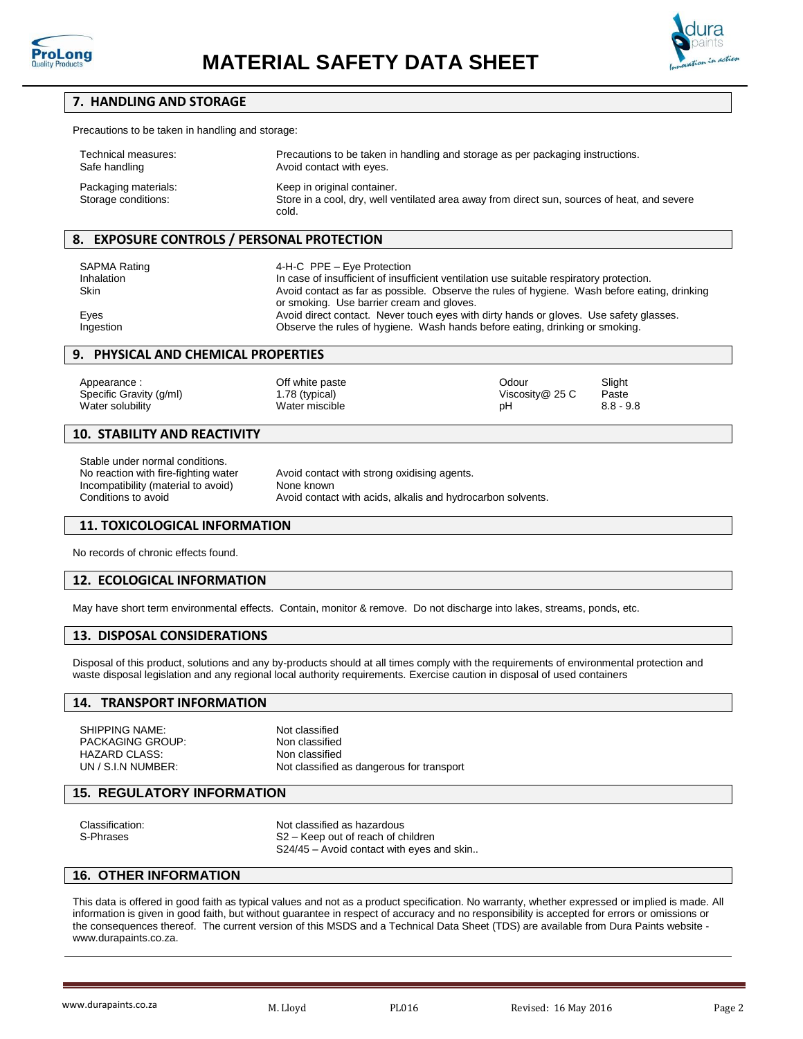# MATERIAL SAFETY DATA SHEET

## 7. HANDLING AND STORAGE

Precautions to be taken in handling and storage:

| | |
|---|---|
| Technical measures: | Precautions to be taken in handling and storage as per packaging instructions. |
| Safe handling | Avoid contact with eyes. |
| Packaging materials: | Keep in original container. |
| Storage conditions: | Store in a cool, dry, well ventilated area away from direct sun, sources of heat, and severe cold. |

## 8. EXPOSURE CONTROLS / PERSONAL PROTECTION

| | |
|---|---|
| SAPMA Rating | 4-H-C PPE – Eye Protection |
| Inhalation | In case of insufficient of insufficient ventilation use suitable respiratory protection. |
| Skin | Avoid contact as far as possible. Observe the rules of hygiene. Wash before eating, drinking or smoking. Use barrier cream and gloves. |
| Eyes | Avoid direct contact. Never touch eyes with dirty hands or gloves. Use safety glasses. |
| Ingestion | Observe the rules of hygiene. Wash hands before eating, drinking or smoking. |

## 9. PHYSICAL AND CHEMICAL PROPERTIES

| | | | |
|---|---|---|---|
| Appearance : | Off white paste | Odour | Slight |
| Specific Gravity (g/ml) | 1.78 (typical) | Viscosity@ 25 C | Paste |
| Water solubility | Water miscible | pH | 8.8 - 9.8 |

## 10. STABILITY AND REACTIVITY

| | |
|---|---|
| Stable under normal conditions. | |
| No reaction with fire-fighting water | Avoid contact with strong oxidising agents. |
| Incompatibility (material to avoid) | None known |
| Conditions to avoid | Avoid contact with acids, alkalis and hydrocarbon solvents. |

## 11. TOXICOLOGICAL INFORMATION

No records of chronic effects found.

## 12. ECOLOGICAL INFORMATION

May have short term environmental effects. Contain, monitor & remove. Do not discharge into lakes, streams, ponds, etc.

## 13. DISPOSAL CONSIDERATIONS

Disposal of this product, solutions and any by-products should at all times comply with the requirements of environmental protection and waste disposal legislation and any regional local authority requirements. Exercise caution in disposal of used containers

## 14. TRANSPORT INFORMATION

| | |
|---|---|
| SHIPPING NAME: | Not classified |
| PACKAGING GROUP: | Non classified |
| HAZARD CLASS: | Non classified |
| UN / S.I.N NUMBER: | Not classified as dangerous for transport |

## 15. REGULATORY INFORMATION

| | |
|---|---|
| Classification: | Not classified as hazardous |
| S-Phrases | S2 – Keep out of reach of children<br>S24/45 – Avoid contact with eyes and skin.. |

## 16. OTHER INFORMATION

This data is offered in good faith as typical values and not as a product specification. No warranty, whether expressed or implied is made. All information is given in good faith, but without guarantee in respect of accuracy and no responsibility is accepted for errors or omissions or the consequences thereof. The current version of this MSDS and a Technical Data Sheet (TDS) are available from Dura Paints website - www.durapaints.co.za.

www.durapaints.co.za M. Lloyd PL016 Revised: 16 May 2016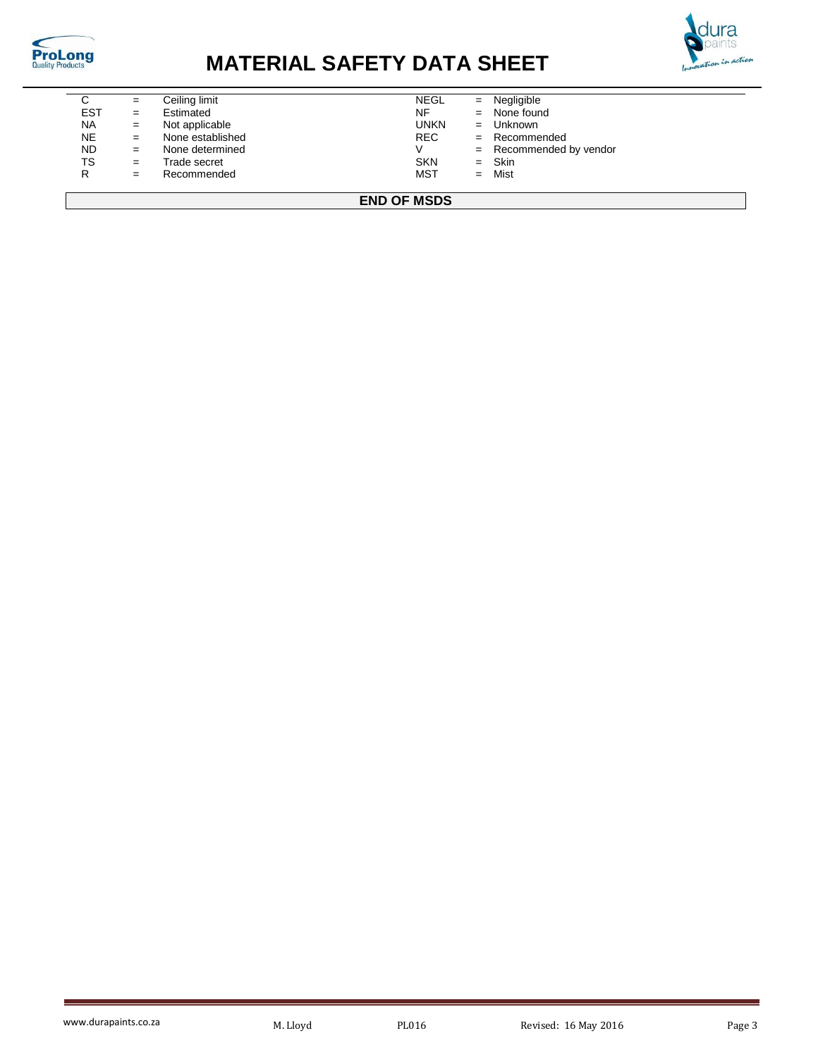| | | | | | |
|---|---|---|---|---|---|
| C | = | Ceiling limit | NEGL | = | Negligible |
| EST | = | Estimated | NF | = | None found |
| NA | = | Not applicable | UNKN | = | Unknown |
| NE | = | None established | REC | = | Recommended |
| ND | = | None determined | V | = | Recommended by vendor |
| TS | = | Trade secret | SKN | = | Skin |
| R | = | Recommended | MST | = | Mist |

**END OF MSDS**